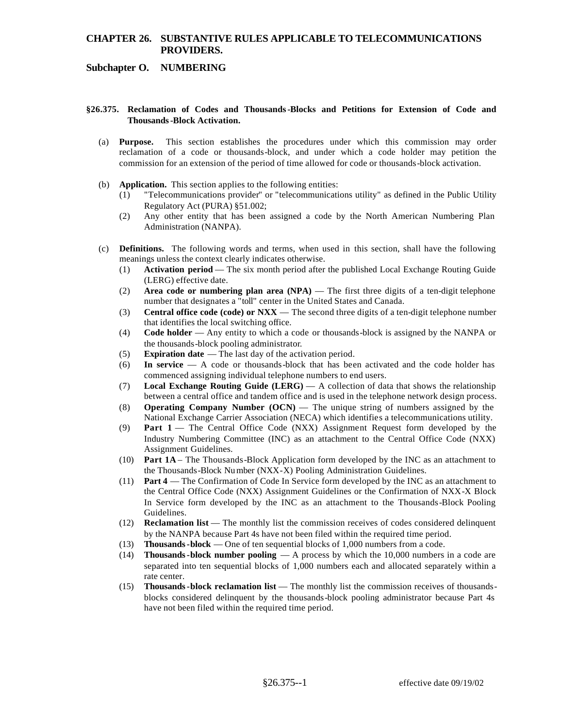# CHAPTER 26. SUBSTANTIVE RULES APPLICABLE TO TELECOMMUNICATIONS PROVIDERS.

## Subchapter O. NUMBERING

### §26.375. Reclamation of Codes and Thousands-Blocks and Petitions for Extension of Code and Thousands-Block Activation.

(a) **Purpose.** This section establishes the procedures under which this commission may order reclamation of a code or thousands-block, and under which a code holder may petition the commission for an extension of the period of time allowed for code or thousands-block activation.

(b) **Application.** This section applies to the following entities:

(1) "Telecommunications provider" or "telecommunications utility" as defined in the Public Utility Regulatory Act (PURA) §51.002;

(2) Any other entity that has been assigned a code by the North American Numbering Plan Administration (NANPA).

(c) **Definitions.** The following words and terms, when used in this section, shall have the following meanings unless the context clearly indicates otherwise.

(1) **Activation period** — The six month period after the published Local Exchange Routing Guide (LERG) effective date.

(2) **Area code or numbering plan area (NPA)** — The first three digits of a ten-digit telephone number that designates a "toll" center in the United States and Canada.

(3) **Central office code (code) or NXX** — The second three digits of a ten-digit telephone number that identifies the local switching office.

(4) **Code holder** — Any entity to which a code or thousands-block is assigned by the NANPA or the thousands-block pooling administrator.

(5) **Expiration date** — The last day of the activation period.

(6) **In service** — A code or thousands-block that has been activated and the code holder has commenced assigning individual telephone numbers to end users.

(7) **Local Exchange Routing Guide (LERG)** — A collection of data that shows the relationship between a central office and tandem office and is used in the telephone network design process.

(8) **Operating Company Number (OCN)** — The unique string of numbers assigned by the National Exchange Carrier Association (NECA) which identifies a telecommunications utility.

(9) **Part 1** — The Central Office Code (NXX) Assignment Request form developed by the Industry Numbering Committee (INC) as an attachment to the Central Office Code (NXX) Assignment Guidelines.

(10) **Part 1A** – The Thousands-Block Application form developed by the INC as an attachment to the Thousands-Block Number (NXX-X) Pooling Administration Guidelines.

(11) **Part 4** — The Confirmation of Code In Service form developed by the INC as an attachment to the Central Office Code (NXX) Assignment Guidelines or the Confirmation of NXX-X Block In Service form developed by the INC as an attachment to the Thousands-Block Pooling Guidelines.

(12) **Reclamation list** — The monthly list the commission receives of codes considered delinquent by the NANPA because Part 4s have not been filed within the required time period.

(13) **Thousands-block** — One of ten sequential blocks of 1,000 numbers from a code.

(14) **Thousands-block number pooling** — A process by which the 10,000 numbers in a code are separated into ten sequential blocks of 1,000 numbers each and allocated separately within a rate center.

(15) **Thousands-block reclamation list** — The monthly list the commission receives of thousands-blocks considered delinquent by the thousands-block pooling administrator because Part 4s have not been filed within the required time period.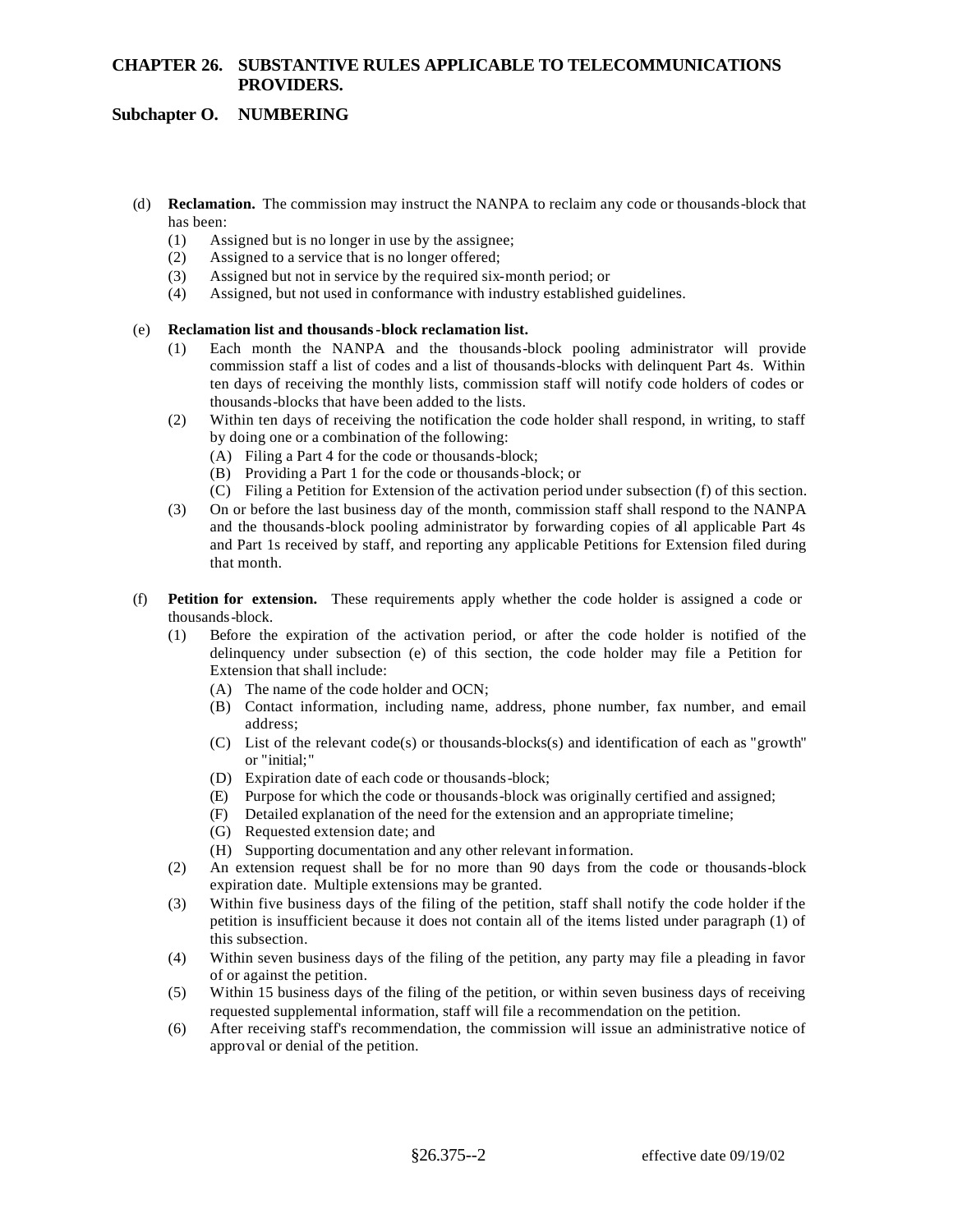(d) **Reclamation.** The commission may instruct the NANPA to reclaim any code or thousands-block that has been:

   (1) Assigned but is no longer in use by the assignee;
   (2) Assigned to a service that is no longer offered;
   (3) Assigned but not in service by the required six-month period; or
   (4) Assigned, but not used in conformance with industry established guidelines.

(e) **Reclamation list and thousands-block reclamation list.**

   (1) Each month the NANPA and the thousands-block pooling administrator will provide commission staff a list of codes and a list of thousands-blocks with delinquent Part 4s. Within ten days of receiving the monthly lists, commission staff will notify code holders of codes or thousands-blocks that have been added to the lists.
   (2) Within ten days of receiving the notification the code holder shall respond, in writing, to staff by doing one or a combination of the following:
      (A) Filing a Part 4 for the code or thousands-block;
      (B) Providing a Part 1 for the code or thousands-block; or
      (C) Filing a Petition for Extension of the activation period under subsection (f) of this section.
   (3) On or before the last business day of the month, commission staff shall respond to the NANPA and the thousands-block pooling administrator by forwarding copies of all applicable Part 4s and Part 1s received by staff, and reporting any applicable Petitions for Extension filed during that month.

(f) **Petition for extension.** These requirements apply whether the code holder is assigned a code or thousands-block.

   (1) Before the expiration of the activation period, or after the code holder is notified of the delinquency under subsection (e) of this section, the code holder may file a Petition for Extension that shall include:
      (A) The name of the code holder and OCN;
      (B) Contact information, including name, address, phone number, fax number, and e-mail address;
      (C) List of the relevant code(s) or thousands-blocks(s) and identification of each as "growth" or "initial;"
      (D) Expiration date of each code or thousands-block;
      (E) Purpose for which the code or thousands-block was originally certified and assigned;
      (F) Detailed explanation of the need for the extension and an appropriate timeline;
      (G) Requested extension date; and
      (H) Supporting documentation and any other relevant information.
   (2) An extension request shall be for no more than 90 days from the code or thousands-block expiration date. Multiple extensions may be granted.
   (3) Within five business days of the filing of the petition, staff shall notify the code holder if the petition is insufficient because it does not contain all of the items listed under paragraph (1) of this subsection.
   (4) Within seven business days of the filing of the petition, any party may file a pleading in favor of or against the petition.
   (5) Within 15 business days of the filing of the petition, or within seven business days of receiving requested supplemental information, staff will file a recommendation on the petition.
   (6) After receiving staff's recommendation, the commission will issue an administrative notice of approval or denial of the petition.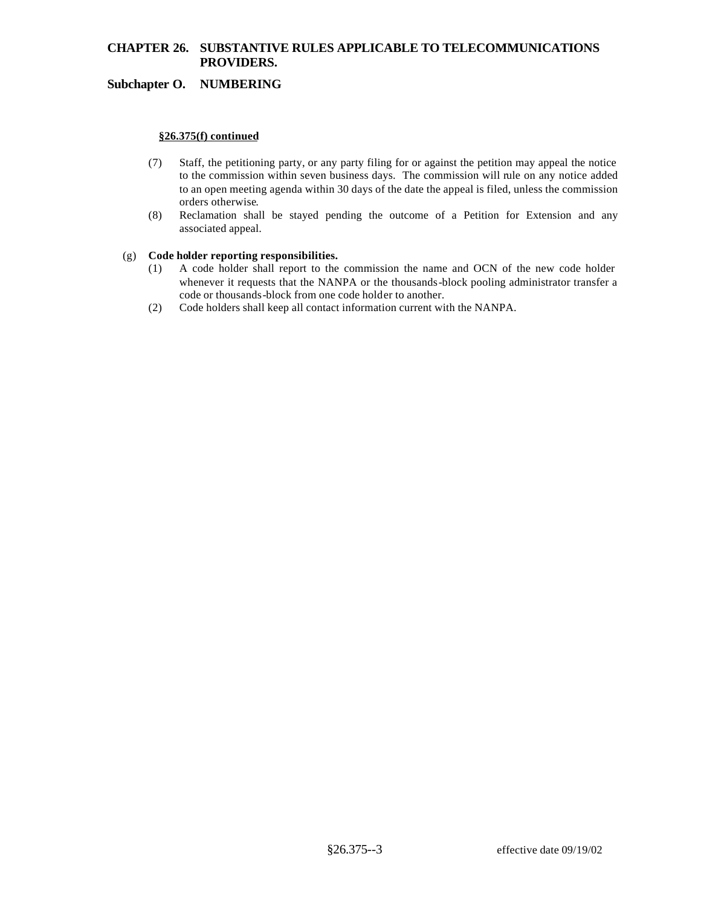**§26.375(f) continued**

(7) Staff, the petitioning party, or any party filing for or against the petition may appeal the notice to the commission within seven business days. The commission will rule on any notice added to an open meeting agenda within 30 days of the date the appeal is filed, unless the commission orders otherwise.

(8) Reclamation shall be stayed pending the outcome of a Petition for Extension and any associated appeal.

(g) **Code holder reporting responsibilities.**

(1) A code holder shall report to the commission the name and OCN of the new code holder whenever it requests that the NANPA or the thousands-block pooling administrator transfer a code or thousands-block from one code holder to another.

(2) Code holders shall keep all contact information current with the NANPA.